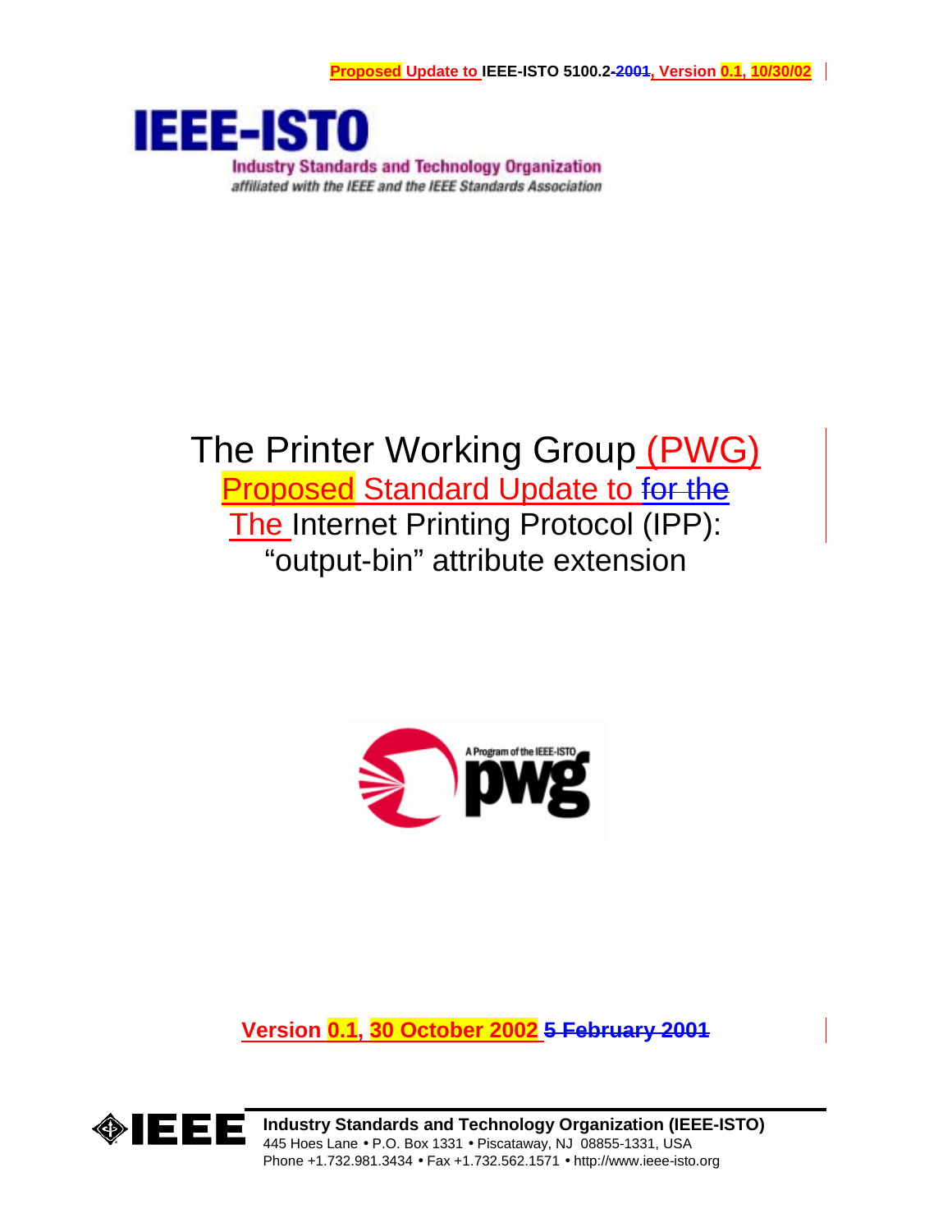Proposed Update to IEEE-ISTO 5100.2-2001, Version 0.1, 10/30/02

**IEEE-ISTO**

Industry Standards and Technology Organization

*affiliated with the IEEE and the IEEE Standards Association*

# The Printer Working Group (PWG) Proposed Standard Update to for the The Internet Printing Protocol (IPP): "output-bin" attribute extension

**Version 0.1, 30 October 2002 ~~5 February 2001~~**

**Industry Standards and Technology Organization (IEEE-ISTO)**
445 Hoes Lane • P.O. Box 1331 • Piscataway, NJ 08855-1331, USA
Phone +1.732.981.3434 • Fax +1.732.562.1571 • http://www.ieee-isto.org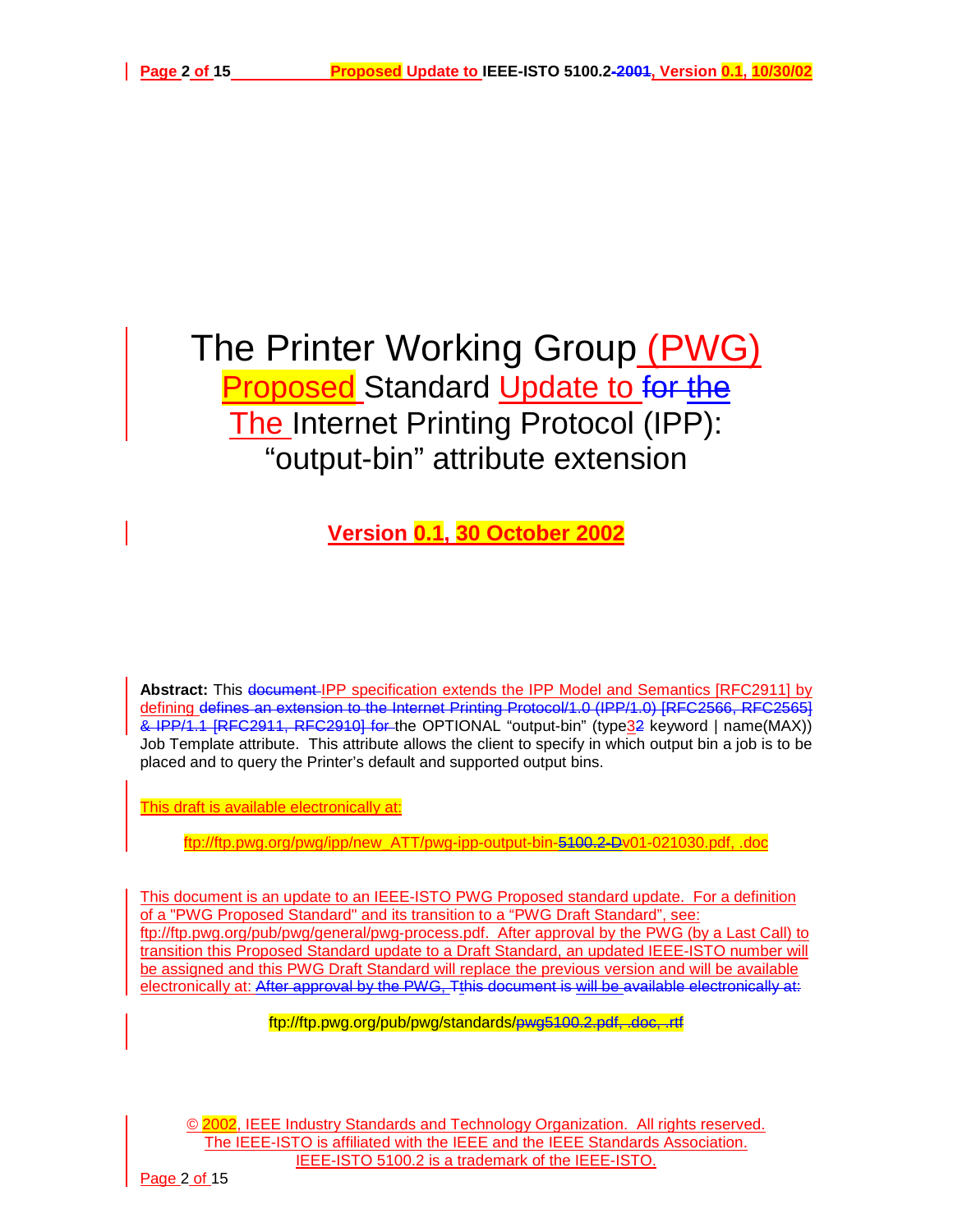# The Printer Working Group (PWG) Proposed Standard Update to for the The Internet Printing Protocol (IPP): "output-bin" attribute extension

**Version 0.1, 30 October 2002**

**Abstract:** This document IPP specification extends the IPP Model and Semantics [RFC2911] by defining defines an extension to the Internet Printing Protocol/1.0 (IPP/1.0) [RFC2566, RFC2565] & IPP/1.1 [RFC2911, RFC2910] for the OPTIONAL "output-bin" (type32 keyword | name(MAX)) Job Template attribute. This attribute allows the client to specify in which output bin a job is to be placed and to query the Printer's default and supported output bins.

This draft is available electronically at:

ftp://ftp.pwg.org/pwg/ipp/new_ATT/pwg-ipp-output-bin-5100.2-Dv01-021030.pdf, .doc

This document is an update to an IEEE-ISTO PWG Proposed standard update. For a definition of a "PWG Proposed Standard" and its transition to a "PWG Draft Standard", see: ftp://ftp.pwg.org/pub/pwg/general/pwg-process.pdf. After approval by the PWG (by a Last Call) to transition this Proposed Standard update to a Draft Standard, an updated IEEE-ISTO number will be assigned and this PWG Draft Standard will replace the previous version and will be available electronically at: After approval by the PWG, Tthis document is will be available electronically at:

ftp://ftp.pwg.org/pub/pwg/standards/pwg5100.2.pdf, .doc, .rtf

© 2002, IEEE Industry Standards and Technology Organization. All rights reserved.
The IEEE-ISTO is affiliated with the IEEE and the IEEE Standards Association.
IEEE-ISTO 5100.2 is a trademark of the IEEE-ISTO.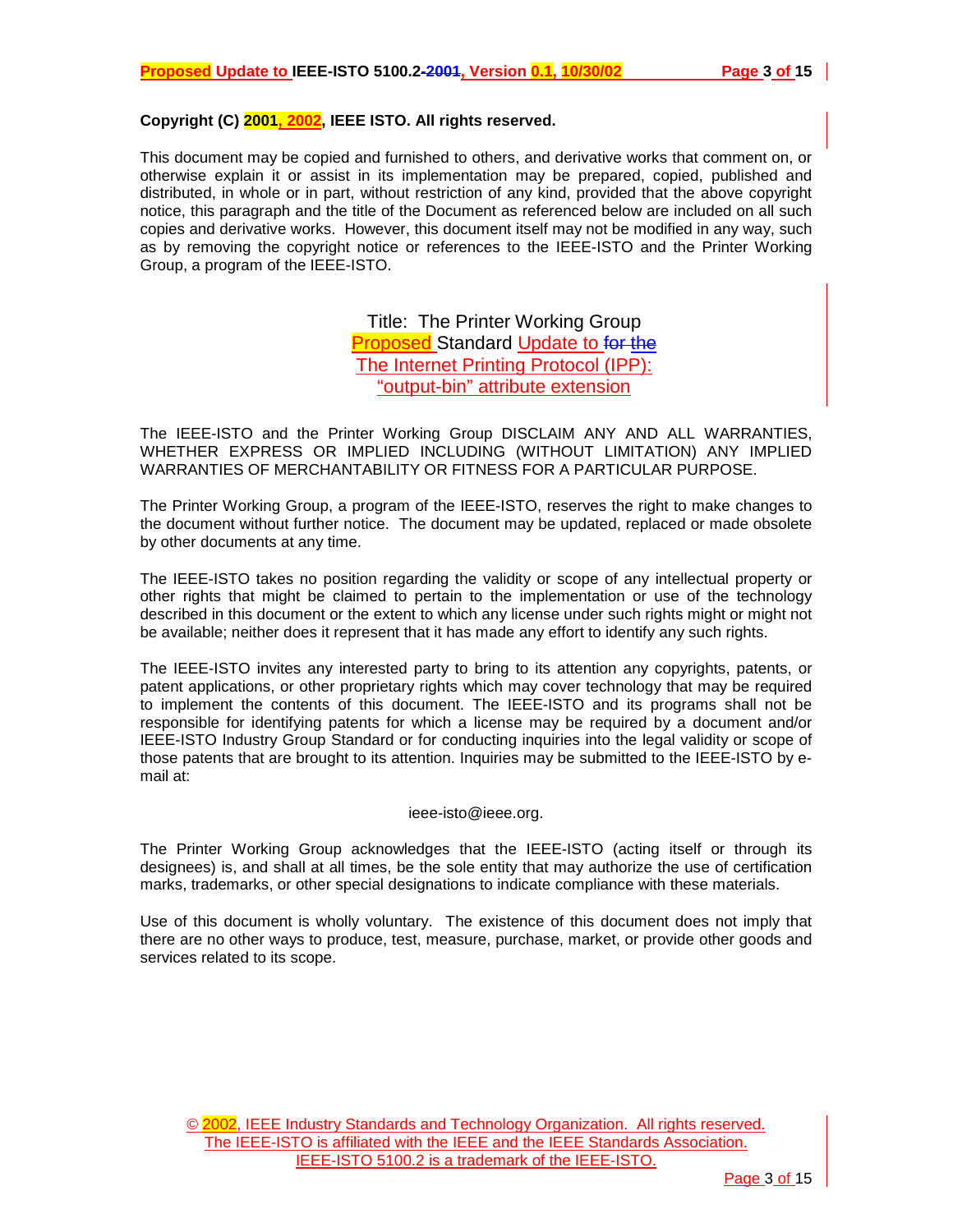**Copyright (C) 2001, 2002, IEEE ISTO. All rights reserved.**

This document may be copied and furnished to others, and derivative works that comment on, or otherwise explain it or assist in its implementation may be prepared, copied, published and distributed, in whole or in part, without restriction of any kind, provided that the above copyright notice, this paragraph and the title of the Document as referenced below are included on all such copies and derivative works. However, this document itself may not be modified in any way, such as by removing the copyright notice or references to the IEEE-ISTO and the Printer Working Group, a program of the IEEE-ISTO.

Title: The Printer Working Group Proposed Standard Update to the The Internet Printing Protocol (IPP): "output-bin" attribute extension

The IEEE-ISTO and the Printer Working Group DISCLAIM ANY AND ALL WARRANTIES, WHETHER EXPRESS OR IMPLIED INCLUDING (WITHOUT LIMITATION) ANY IMPLIED WARRANTIES OF MERCHANTABILITY OR FITNESS FOR A PARTICULAR PURPOSE.

The Printer Working Group, a program of the IEEE-ISTO, reserves the right to make changes to the document without further notice. The document may be updated, replaced or made obsolete by other documents at any time.

The IEEE-ISTO takes no position regarding the validity or scope of any intellectual property or other rights that might be claimed to pertain to the implementation or use of the technology described in this document or the extent to which any license under such rights might or might not be available; neither does it represent that it has made any effort to identify any such rights.

The IEEE-ISTO invites any interested party to bring to its attention any copyrights, patents, or patent applications, or other proprietary rights which may cover technology that may be required to implement the contents of this document. The IEEE-ISTO and its programs shall not be responsible for identifying patents for which a license may be required by a document and/or IEEE-ISTO Industry Group Standard or for conducting inquiries into the legal validity or scope of those patents that are brought to its attention. Inquiries may be submitted to the IEEE-ISTO by e-mail at:

ieee-isto@ieee.org.

The Printer Working Group acknowledges that the IEEE-ISTO (acting itself or through its designees) is, and shall at all times, be the sole entity that may authorize the use of certification marks, trademarks, or other special designations to indicate compliance with these materials.

Use of this document is wholly voluntary. The existence of this document does not imply that there are no other ways to produce, test, measure, purchase, market, or provide other goods and services related to its scope.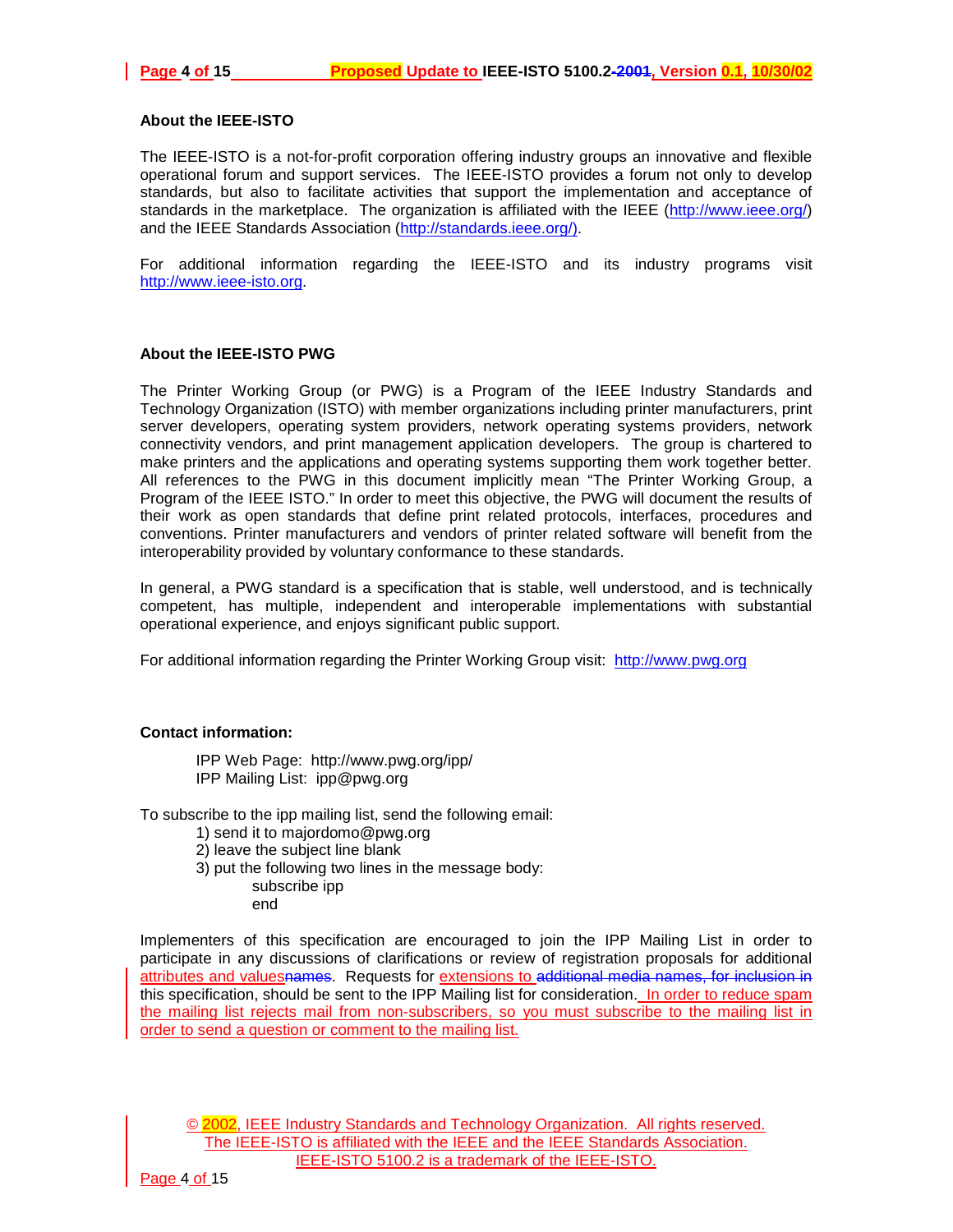**About the IEEE-ISTO**

The IEEE-ISTO is a not-for-profit corporation offering industry groups an innovative and flexible operational forum and support services. The IEEE-ISTO provides a forum not only to develop standards, but also to facilitate activities that support the implementation and acceptance of standards in the marketplace. The organization is affiliated with the IEEE (http://www.ieee.org/) and the IEEE Standards Association (http://standards.ieee.org/).

For additional information regarding the IEEE-ISTO and its industry programs visit http://www.ieee-isto.org.

**About the IEEE-ISTO PWG**

The Printer Working Group (or PWG) is a Program of the IEEE Industry Standards and Technology Organization (ISTO) with member organizations including printer manufacturers, print server developers, operating system providers, network operating systems providers, network connectivity vendors, and print management application developers. The group is chartered to make printers and the applications and operating systems supporting them work together better. All references to the PWG in this document implicitly mean "The Printer Working Group, a Program of the IEEE ISTO." In order to meet this objective, the PWG will document the results of their work as open standards that define print related protocols, interfaces, procedures and conventions. Printer manufacturers and vendors of printer related software will benefit from the interoperability provided by voluntary conformance to these standards.

In general, a PWG standard is a specification that is stable, well understood, and is technically competent, has multiple, independent and interoperable implementations with substantial operational experience, and enjoys significant public support.

For additional information regarding the Printer Working Group visit: http://www.pwg.org

**Contact information:**

IPP Web Page: http://www.pwg.org/ipp/
IPP Mailing List: ipp@pwg.org

To subscribe to the ipp mailing list, send the following email:
1) send it to majordomo@pwg.org
2) leave the subject line blank
3) put the following two lines in the message body:
subscribe ipp
end

Implementers of this specification are encouraged to join the IPP Mailing List in order to participate in any discussions of clarifications or review of registration proposals for additional attributes and values~~names~~. Requests for extensions to ~~additional media names, for inclusion in~~ this specification, should be sent to the IPP Mailing list for consideration. In order to reduce spam the mailing list rejects mail from non-subscribers, so you must subscribe to the mailing list in order to send a question or comment to the mailing list.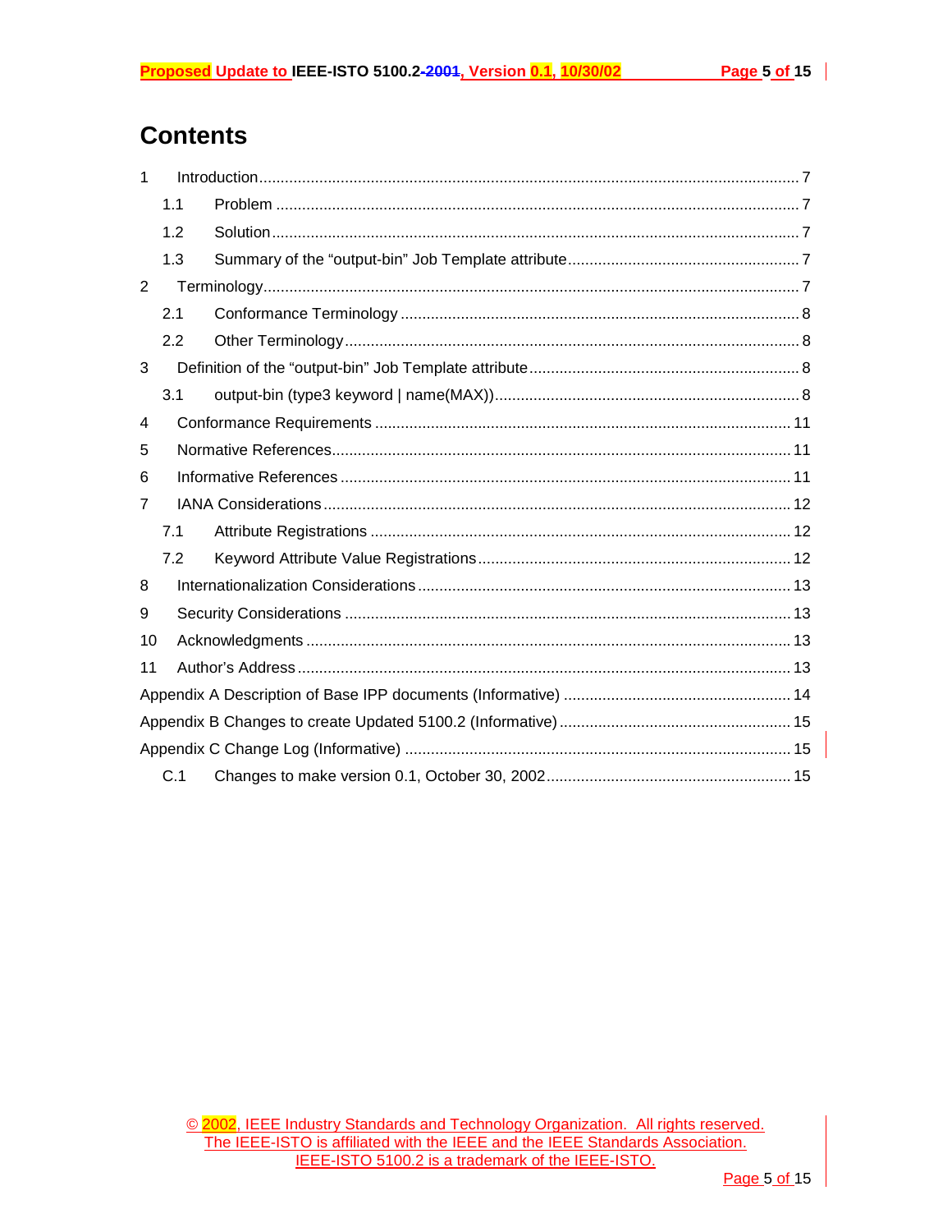# Contents

1 Introduction ........................................................................................................................ 7

  1.1 Problem ......................................................................................................................... 7

  1.2 Solution ......................................................................................................................... 7

  1.3 Summary of the “output-bin” Job Template attribute ..................................................... 7

2 Terminology ......................................................................................................................... 7

  2.1 Conformance Terminology ............................................................................................ 8

  2.2 Other Terminology ......................................................................................................... 8

3 Definition of the “output-bin” Job Template attribute .............................................................. 8

  3.1 output-bin (type3 keyword | name(MAX)) ...................................................................... 8

4 Conformance Requirements ................................................................................................ 11

5 Normative References ......................................................................................................... 11

6 Informative References ....................................................................................................... 11

7 IANA Considerations ........................................................................................................... 12

  7.1 Attribute Registrations ................................................................................................. 12

  7.2 Keyword Attribute Value Registrations ......................................................................... 12

8 Internationalization Considerations ..................................................................................... 13

9 Security Considerations ...................................................................................................... 13

10 Acknowledgments .............................................................................................................. 13

11 Author’s Address ................................................................................................................ 13

Appendix A Description of Base IPP documents (Informative) ................................................ 14

Appendix B Changes to create Updated 5100.2 (Informative) ................................................. 15

Appendix C Change Log (Informative) .................................................................................... 15

  C.1 Changes to make version 0.1, October 30, 2002 ......................................................... 15

© 2002, IEEE Industry Standards and Technology Organization. All rights reserved.
The IEEE-ISTO is affiliated with the IEEE and the IEEE Standards Association.
IEEE-ISTO 5100.2 is a trademark of the IEEE-ISTO.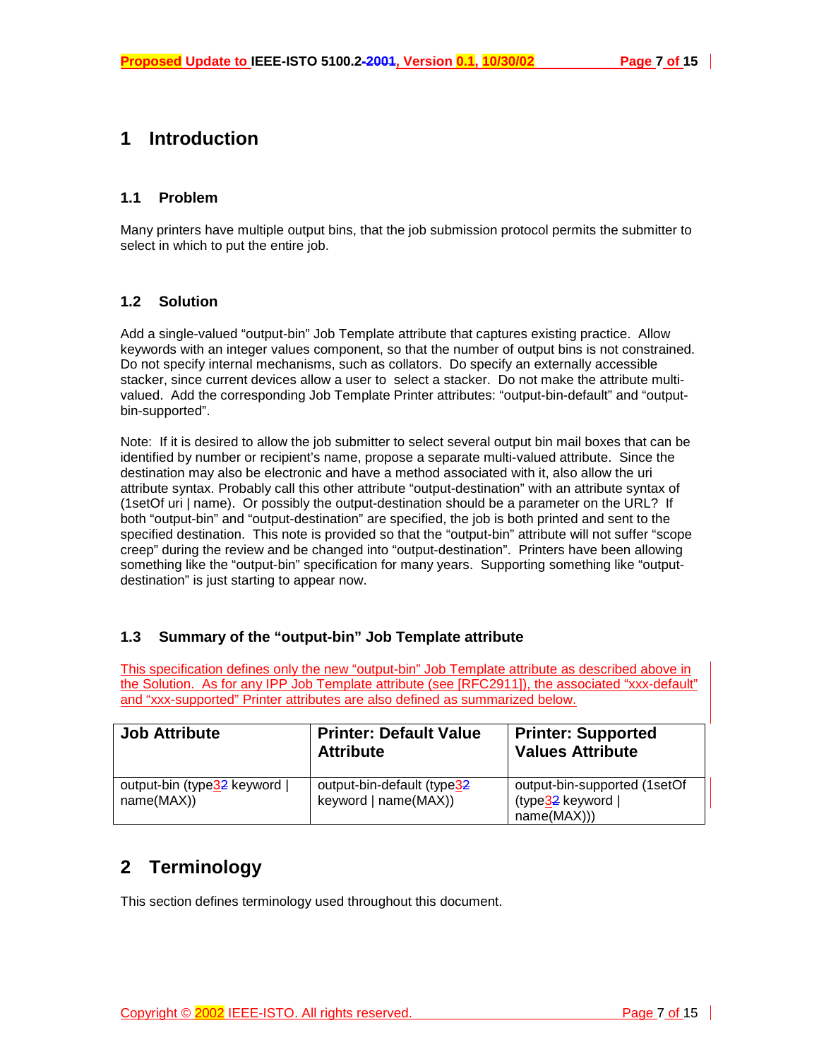# 1 Introduction

## 1.1 Problem

Many printers have multiple output bins, that the job submission protocol permits the submitter to select in which to put the entire job.

## 1.2 Solution

Add a single-valued “output-bin” Job Template attribute that captures existing practice. Allow keywords with an integer values component, so that the number of output bins is not constrained. Do not specify internal mechanisms, such as collators. Do specify an externally accessible stacker, since current devices allow a user to select a stacker. Do not make the attribute multi-valued. Add the corresponding Job Template Printer attributes: “output-bin-default” and “output-bin-supported”.

Note: If it is desired to allow the job submitter to select several output bin mail boxes that can be identified by number or recipient’s name, propose a separate multi-valued attribute. Since the destination may also be electronic and have a method associated with it, also allow the uri attribute syntax. Probably call this other attribute “output-destination” with an attribute syntax of (1setOf uri | name). Or possibly the output-destination should be a parameter on the URL? If both “output-bin” and “output-destination” are specified, the job is both printed and sent to the specified destination. This note is provided so that the “output-bin” attribute will not suffer “scope creep” during the review and be changed into “output-destination”. Printers have been allowing something like the “output-bin” specification for many years. Supporting something like “output-destination” is just starting to appear now.

## 1.3 Summary of the “output-bin” Job Template attribute

This specification defines only the new “output-bin” Job Template attribute as described above in the Solution. As for any IPP Job Template attribute (see [RFC2911]), the associated “xxx-default” and “xxx-supported” Printer attributes are also defined as summarized below.

| Job Attribute | Printer: Default Value Attribute | Printer: Supported Values Attribute |
|---|---|---|
| output-bin (type32 keyword \| name(MAX)) | output-bin-default (type32 keyword \| name(MAX)) | output-bin-supported (1setOf (type32 keyword \| name(MAX))) |

# 2 Terminology

This section defines terminology used throughout this document.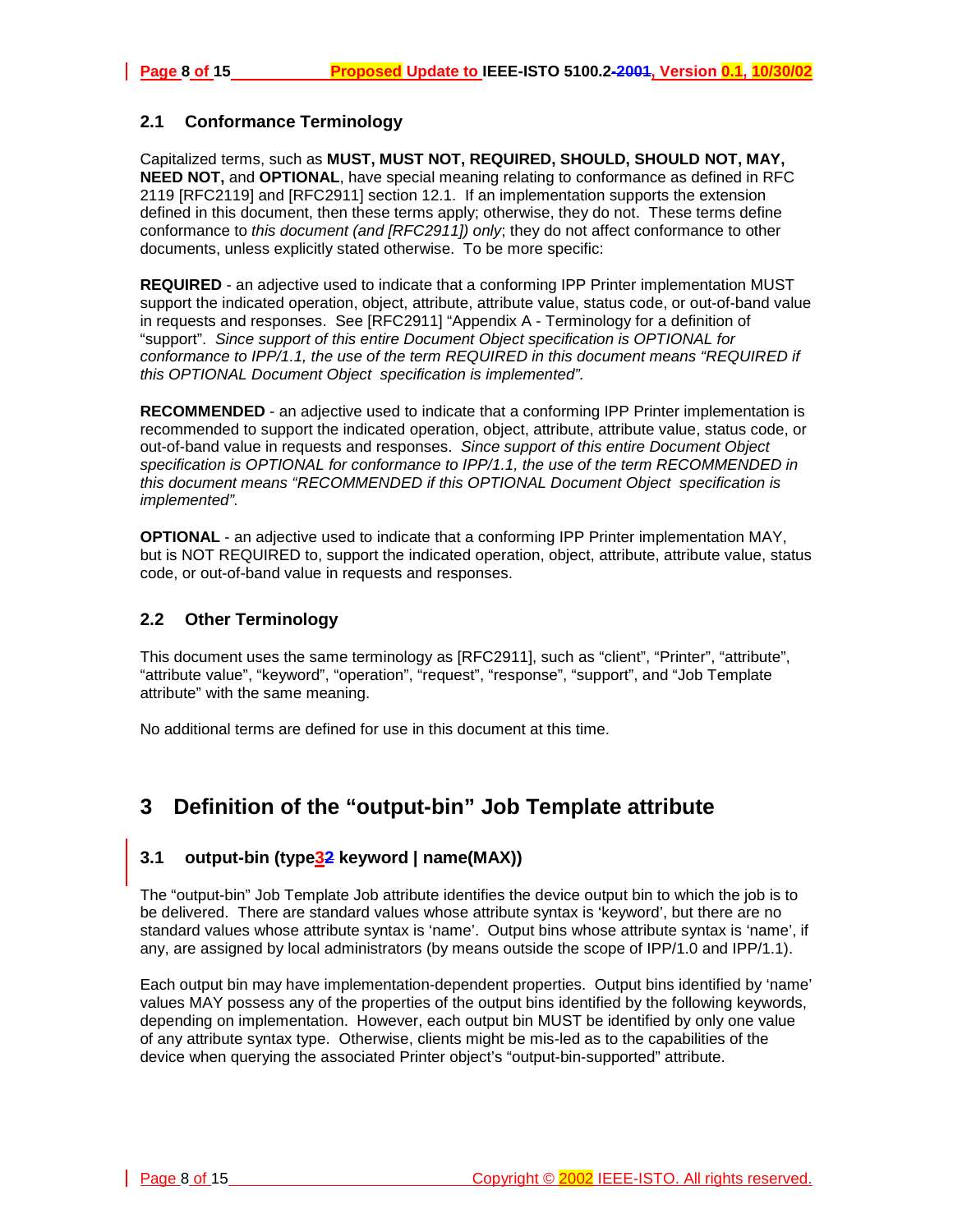## 2.1 Conformance Terminology

Capitalized terms, such as **MUST, MUST NOT, REQUIRED, SHOULD, SHOULD NOT, MAY, NEED NOT,** and **OPTIONAL**, have special meaning relating to conformance as defined in RFC 2119 [RFC2119] and [RFC2911] section 12.1. If an implementation supports the extension defined in this document, then these terms apply; otherwise, they do not. These terms define conformance to *this document (and [RFC2911]) only*; they do not affect conformance to other documents, unless explicitly stated otherwise. To be more specific:

**REQUIRED** - an adjective used to indicate that a conforming IPP Printer implementation MUST support the indicated operation, object, attribute, attribute value, status code, or out-of-band value in requests and responses. See [RFC2911] "Appendix A - Terminology for a definition of "support". *Since support of this entire Document Object specification is OPTIONAL for conformance to IPP/1.1, the use of the term REQUIRED in this document means "REQUIRED if this OPTIONAL Document Object specification is implemented".*

**RECOMMENDED** - an adjective used to indicate that a conforming IPP Printer implementation is recommended to support the indicated operation, object, attribute, attribute value, status code, or out-of-band value in requests and responses. *Since support of this entire Document Object specification is OPTIONAL for conformance to IPP/1.1, the use of the term RECOMMENDED in this document means "RECOMMENDED if this OPTIONAL Document Object specification is implemented".*

**OPTIONAL** - an adjective used to indicate that a conforming IPP Printer implementation MAY, but is NOT REQUIRED to, support the indicated operation, object, attribute, attribute value, status code, or out-of-band value in requests and responses.

## 2.2 Other Terminology

This document uses the same terminology as [RFC2911], such as "client", "Printer", "attribute", "attribute value", "keyword", "operation", "request", "response", "support", and "Job Template attribute" with the same meaning.

No additional terms are defined for use in this document at this time.

# 3 Definition of the "output-bin" Job Template attribute

## 3.1 output-bin (type32 keyword | name(MAX))

The "output-bin" Job Template Job attribute identifies the device output bin to which the job is to be delivered. There are standard values whose attribute syntax is 'keyword', but there are no standard values whose attribute syntax is 'name'. Output bins whose attribute syntax is 'name', if any, are assigned by local administrators (by means outside the scope of IPP/1.0 and IPP/1.1).

Each output bin may have implementation-dependent properties. Output bins identified by 'name' values MAY possess any of the properties of the output bins identified by the following keywords, depending on implementation. However, each output bin MUST be identified by only one value of any attribute syntax type. Otherwise, clients might be mis-led as to the capabilities of the device when querying the associated Printer object's "output-bin-supported" attribute.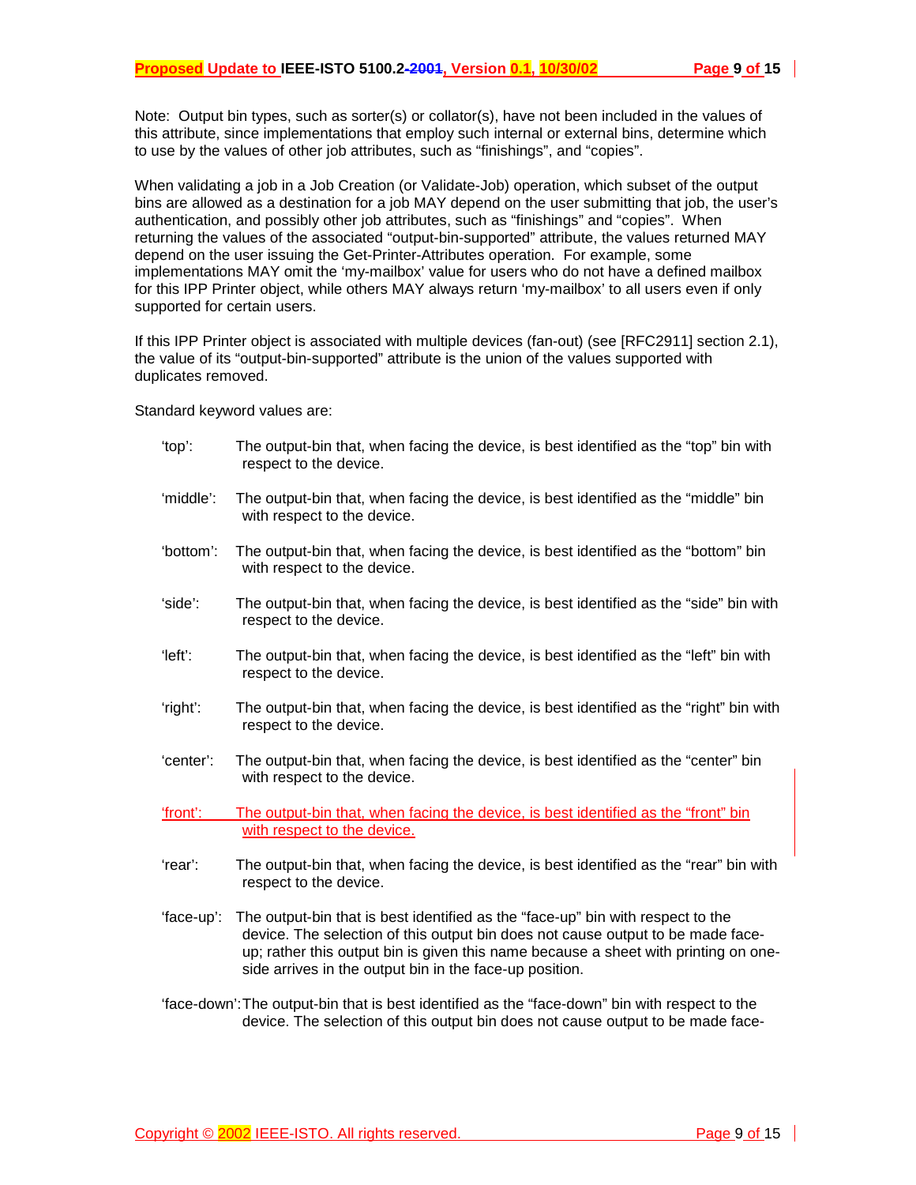Note: Output bin types, such as sorter(s) or collator(s), have not been included in the values of this attribute, since implementations that employ such internal or external bins, determine which to use by the values of other job attributes, such as “finishings”, and “copies”.

When validating a job in a Job Creation (or Validate-Job) operation, which subset of the output bins are allowed as a destination for a job MAY depend on the user submitting that job, the user’s authentication, and possibly other job attributes, such as “finishings” and “copies”. When returning the values of the associated “output-bin-supported” attribute, the values returned MAY depend on the user issuing the Get-Printer-Attributes operation. For example, some implementations MAY omit the ‘my-mailbox’ value for users who do not have a defined mailbox for this IPP Printer object, while others MAY always return ‘my-mailbox’ to all users even if only supported for certain users.

If this IPP Printer object is associated with multiple devices (fan-out) (see [RFC2911] section 2.1), the value of its “output-bin-supported” attribute is the union of the values supported with duplicates removed.

Standard keyword values are:

‘top’: The output-bin that, when facing the device, is best identified as the “top” bin with respect to the device.

‘middle’: The output-bin that, when facing the device, is best identified as the “middle” bin with respect to the device.

‘bottom’: The output-bin that, when facing the device, is best identified as the “bottom” bin with respect to the device.

‘side’: The output-bin that, when facing the device, is best identified as the “side” bin with respect to the device.

‘left’: The output-bin that, when facing the device, is best identified as the “left” bin with respect to the device.

‘right’: The output-bin that, when facing the device, is best identified as the “right” bin with respect to the device.

‘center’: The output-bin that, when facing the device, is best identified as the “center” bin with respect to the device.

‘front’: The output-bin that, when facing the device, is best identified as the “front” bin with respect to the device.

‘rear’: The output-bin that, when facing the device, is best identified as the “rear” bin with respect to the device.

‘face-up’: The output-bin that is best identified as the “face-up” bin with respect to the device. The selection of this output bin does not cause output to be made face-up; rather this output bin is given this name because a sheet with printing on one-side arrives in the output bin in the face-up position.

‘face-down’: The output-bin that is best identified as the “face-down” bin with respect to the device. The selection of this output bin does not cause output to be made face-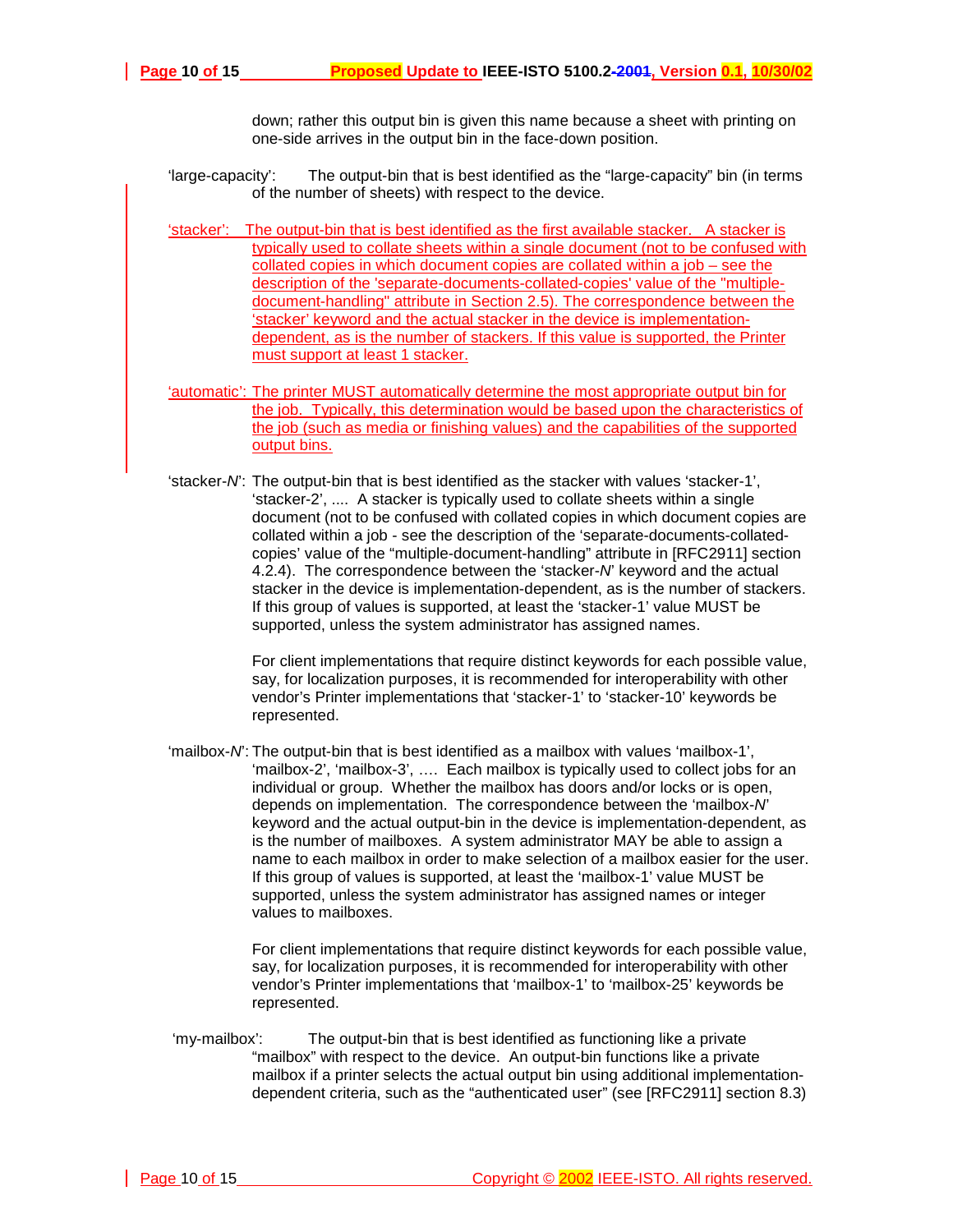down; rather this output bin is given this name because a sheet with printing on one-side arrives in the output bin in the face-down position.

'large-capacity': The output-bin that is best identified as the "large-capacity" bin (in terms of the number of sheets) with respect to the device.

'stacker': The output-bin that is best identified as the first available stacker. A stacker is typically used to collate sheets within a single document (not to be confused with collated copies in which document copies are collated within a job – see the description of the 'separate-documents-collated-copies' value of the "multiple-document-handling" attribute in Section 2.5). The correspondence between the 'stacker' keyword and the actual stacker in the device is implementation-dependent, as is the number of stackers. If this value is supported, the Printer must support at least 1 stacker.

'automatic': The printer MUST automatically determine the most appropriate output bin for the job. Typically, this determination would be based upon the characteristics of the job (such as media or finishing values) and the capabilities of the supported output bins.

'stacker-*N*': The output-bin that is best identified as the stacker with values 'stacker-1', 'stacker-2', .... A stacker is typically used to collate sheets within a single document (not to be confused with collated copies in which document copies are collated within a job - see the description of the 'separate-documents-collated-copies' value of the "multiple-document-handling" attribute in [RFC2911] section 4.2.4). The correspondence between the 'stacker-*N*' keyword and the actual stacker in the device is implementation-dependent, as is the number of stackers. If this group of values is supported, at least the 'stacker-1' value MUST be supported, unless the system administrator has assigned names.

For client implementations that require distinct keywords for each possible value, say, for localization purposes, it is recommended for interoperability with other vendor's Printer implementations that 'stacker-1' to 'stacker-10' keywords be represented.

'mailbox-*N*': The output-bin that is best identified as a mailbox with values 'mailbox-1', 'mailbox-2', 'mailbox-3', …. Each mailbox is typically used to collect jobs for an individual or group. Whether the mailbox has doors and/or locks or is open, depends on implementation. The correspondence between the 'mailbox-*N*' keyword and the actual output-bin in the device is implementation-dependent, as is the number of mailboxes. A system administrator MAY be able to assign a name to each mailbox in order to make selection of a mailbox easier for the user. If this group of values is supported, at least the 'mailbox-1' value MUST be supported, unless the system administrator has assigned names or integer values to mailboxes.

For client implementations that require distinct keywords for each possible value, say, for localization purposes, it is recommended for interoperability with other vendor's Printer implementations that 'mailbox-1' to 'mailbox-25' keywords be represented.

'my-mailbox': The output-bin that is best identified as functioning like a private "mailbox" with respect to the device. An output-bin functions like a private mailbox if a printer selects the actual output bin using additional implementation-dependent criteria, such as the "authenticated user" (see [RFC2911] section 8.3)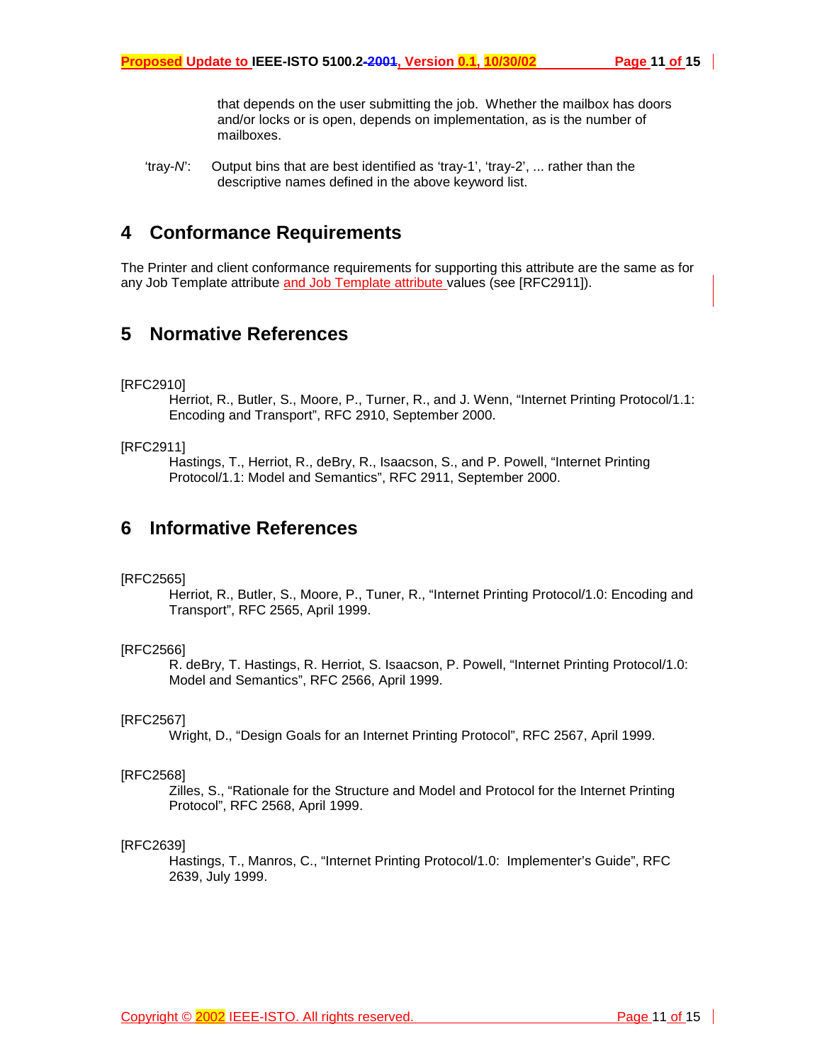that depends on the user submitting the job. Whether the mailbox has doors and/or locks or is open, depends on implementation, as is the number of mailboxes.

'tray-*N*': Output bins that are best identified as 'tray-1', 'tray-2', ... rather than the descriptive names defined in the above keyword list.

# 4 Conformance Requirements

The Printer and client conformance requirements for supporting this attribute are the same as for any Job Template attribute and Job Template attribute values (see [RFC2911]).

# 5 Normative References

[RFC2910]
Herriot, R., Butler, S., Moore, P., Turner, R., and J. Wenn, "Internet Printing Protocol/1.1: Encoding and Transport", RFC 2910, September 2000.

[RFC2911]
Hastings, T., Herriot, R., deBry, R., Isaacson, S., and P. Powell, "Internet Printing Protocol/1.1: Model and Semantics", RFC 2911, September 2000.

# 6 Informative References

[RFC2565]
Herriot, R., Butler, S., Moore, P., Tuner, R., "Internet Printing Protocol/1.0: Encoding and Transport", RFC 2565, April 1999.

[RFC2566]
R. deBry, T. Hastings, R. Herriot, S. Isaacson, P. Powell, "Internet Printing Protocol/1.0: Model and Semantics", RFC 2566, April 1999.

[RFC2567]
Wright, D., "Design Goals for an Internet Printing Protocol", RFC 2567, April 1999.

[RFC2568]
Zilles, S., "Rationale for the Structure and Model and Protocol for the Internet Printing Protocol", RFC 2568, April 1999.

[RFC2639]
Hastings, T., Manros, C., "Internet Printing Protocol/1.0: Implementer's Guide", RFC 2639, July 1999.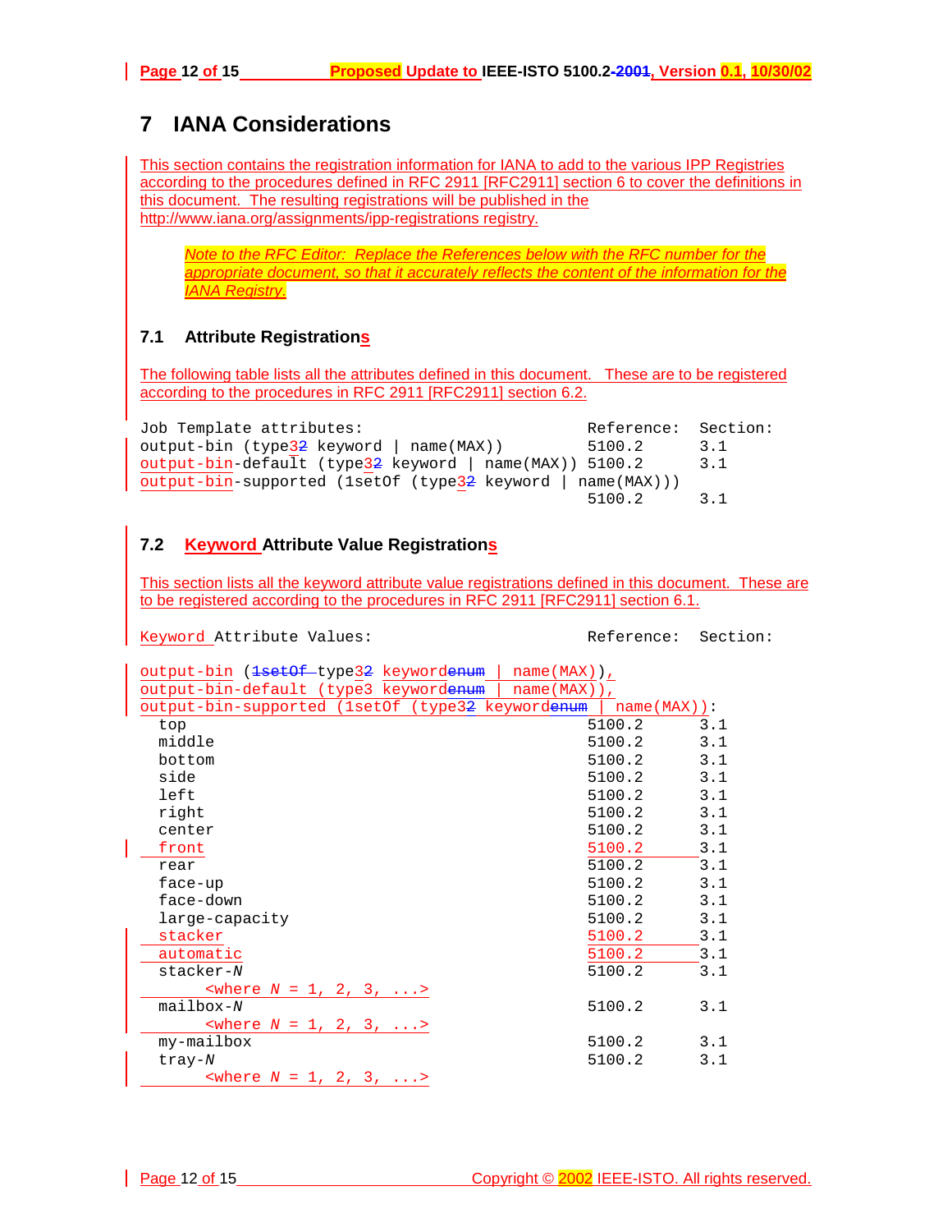# 7 IANA Considerations

This section contains the registration information for IANA to add to the various IPP Registries according to the procedures defined in RFC 2911 [RFC2911] section 6 to cover the definitions in this document. The resulting registrations will be published in the http://www.iana.org/assignments/ipp-registrations registry.

> *Note to the RFC Editor: Replace the References below with the RFC number for the appropriate document, so that it accurately reflects the content of the information for the IANA Registry.*

## 7.1 Attribute Registrations

The following table lists all the attributes defined in this document. These are to be registered according to the procedures in RFC 2911 [RFC2911] section 6.2.

```
Job Template attributes:                          Reference:  Section:
output-bin (type32 keyword | name(MAX))           5100.2      3.1
output-bin-default (type32 keyword | name(MAX))   5100.2      3.1
output-bin-supported (1setOf (type32 keyword | name(MAX)))
                                                  5100.2      3.1
```

## 7.2 Keyword Attribute Value Registrations

This section lists all the keyword attribute value registrations defined in this document. These are to be registered according to the procedures in RFC 2911 [RFC2911] section 6.1.

```
Keyword Attribute Values:                         Reference:  Section:

output-bin (1setOf type32 keywordenum | name(MAX)),
output-bin-default (type3 keywordenum | name(MAX)),
output-bin-supported (1setOf (type32 keywordenum | name(MAX)):
  top                                             5100.2      3.1
  middle                                          5100.2      3.1
  bottom                                          5100.2      3.1
  side                                            5100.2      3.1
  left                                            5100.2      3.1
  right                                           5100.2      3.1
  center                                          5100.2      3.1
  front                                           5100.2      3.1
  rear                                            5100.2      3.1
  face-up                                         5100.2      3.1
  face-down                                       5100.2      3.1
  large-capacity                                  5100.2      3.1
  stacker                                         5100.2      3.1
  automatic                                       5100.2      3.1
  stacker-N                                       5100.2      3.1
       <where N = 1, 2, 3, ...>
  mailbox-N                                       5100.2      3.1
       <where N = 1, 2, 3, ...>
  my-mailbox                                      5100.2      3.1
  tray-N                                          5100.2      3.1
       <where N = 1, 2, 3, ...>
```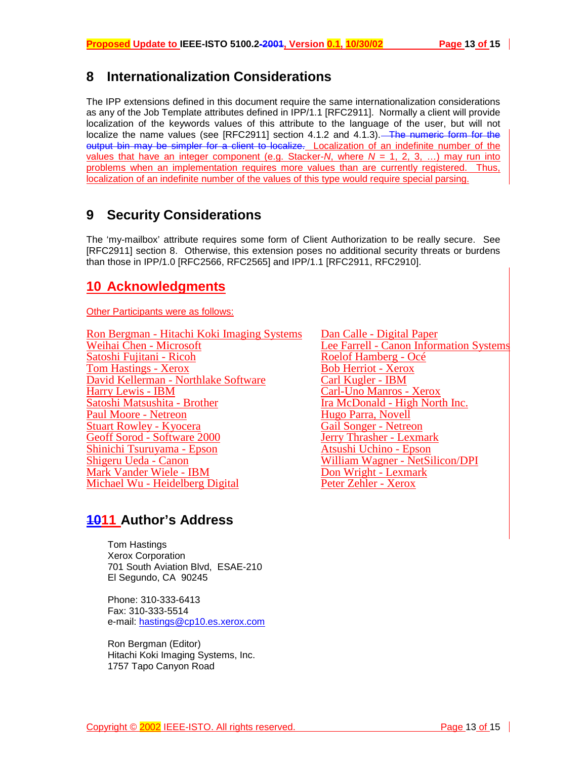# 8 Internationalization Considerations

The IPP extensions defined in this document require the same internationalization considerations as any of the Job Template attributes defined in IPP/1.1 [RFC2911]. Normally a client will provide localization of the keywords values of this attribute to the language of the user, but will not localize the name values (see [RFC2911] section 4.1.2 and 4.1.3). ~~The numeric form for the output bin may be simpler for a client to localize.~~ Localization of an indefinite number of the values that have an integer component (e.g. Stacker-*N*, where *N* = 1, 2, 3, …) may run into problems when an implementation requires more values than are currently registered. Thus, localization of an indefinite number of the values of this type would require special parsing.

# 9 Security Considerations

The 'my-mailbox' attribute requires some form of Client Authorization to be really secure. See [RFC2911] section 8. Otherwise, this extension poses no additional security threats or burdens than those in IPP/1.0 [RFC2566, RFC2565] and IPP/1.1 [RFC2911, RFC2910].

# 10 Acknowledgments

Other Participants were as follows:

Ron Bergman - Hitachi Koki Imaging Systems
Weihai Chen - Microsoft
Satoshi Fujitani - Ricoh
Tom Hastings - Xerox
David Kellerman - Northlake Software
Harry Lewis - IBM
Satoshi Matsushita - Brother
Paul Moore - Netreon
Stuart Rowley - Kyocera
Geoff Sorod - Software 2000
Shinichi Tsuruyama - Epson
Shigeru Ueda - Canon
Mark Vander Wiele - IBM
Michael Wu - Heidelberg Digital
Dan Calle - Digital Paper
Lee Farrell - Canon Information Systems
Roelof Hamberg - Océ
Bob Herriot - Xerox
Carl Kugler - IBM
Carl-Uno Manros - Xerox
Ira McDonald - High North Inc.
Hugo Parra, Novell
Gail Songer - Netreon
Jerry Thrasher - Lexmark
Atsushi Uchino - Epson
William Wagner - NetSilicon/DPI
Don Wright - Lexmark
Peter Zehler - Xerox

# ~~10~~11 Author's Address

Tom Hastings
Xerox Corporation
701 South Aviation Blvd, ESAE-210
El Segundo, CA 90245

Phone: 310-333-6413
Fax: 310-333-5514
e-mail: hastings@cp10.es.xerox.com

Ron Bergman (Editor)
Hitachi Koki Imaging Systems, Inc.
1757 Tapo Canyon Road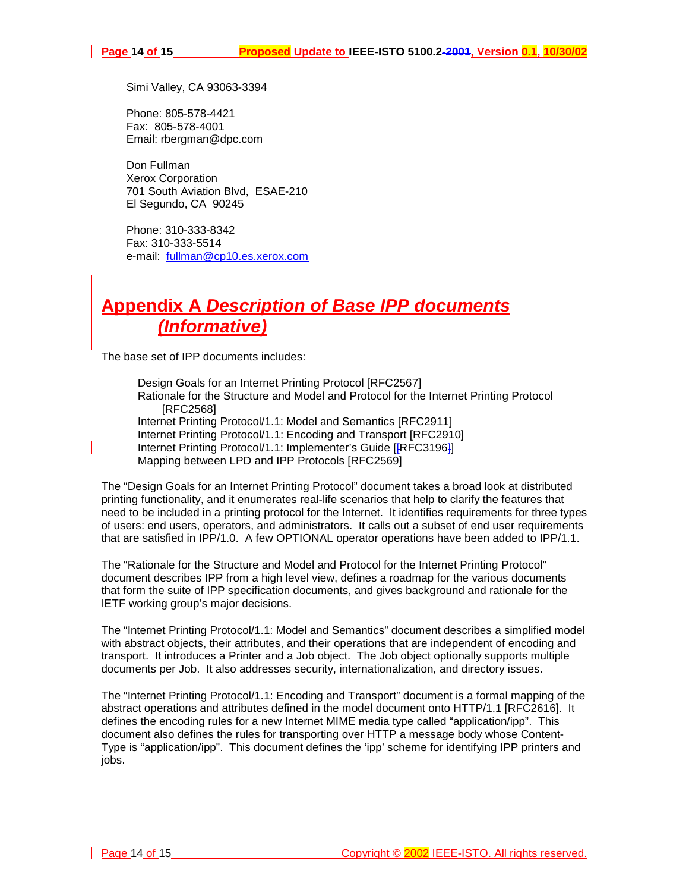Simi Valley, CA 93063-3394

Phone: 805-578-4421
Fax: 805-578-4001
Email: rbergman@dpc.com

Don Fullman
Xerox Corporation
701 South Aviation Blvd, ESAE-210
El Segundo, CA 90245

Phone: 310-333-8342
Fax: 310-333-5514
e-mail: fullman@cp10.es.xerox.com

# Appendix A *Description of Base IPP documents (Informative)*

The base set of IPP documents includes:

- Design Goals for an Internet Printing Protocol [RFC2567]
- Rationale for the Structure and Model and Protocol for the Internet Printing Protocol [RFC2568]
- Internet Printing Protocol/1.1: Model and Semantics [RFC2911]
- Internet Printing Protocol/1.1: Encoding and Transport [RFC2910]
- Internet Printing Protocol/1.1: Implementer's Guide [RFC3196]
- Mapping between LPD and IPP Protocols [RFC2569]

The "Design Goals for an Internet Printing Protocol" document takes a broad look at distributed printing functionality, and it enumerates real-life scenarios that help to clarify the features that need to be included in a printing protocol for the Internet. It identifies requirements for three types of users: end users, operators, and administrators. It calls out a subset of end user requirements that are satisfied in IPP/1.0. A few OPTIONAL operator operations have been added to IPP/1.1.

The "Rationale for the Structure and Model and Protocol for the Internet Printing Protocol" document describes IPP from a high level view, defines a roadmap for the various documents that form the suite of IPP specification documents, and gives background and rationale for the IETF working group's major decisions.

The "Internet Printing Protocol/1.1: Model and Semantics" document describes a simplified model with abstract objects, their attributes, and their operations that are independent of encoding and transport. It introduces a Printer and a Job object. The Job object optionally supports multiple documents per Job. It also addresses security, internationalization, and directory issues.

The "Internet Printing Protocol/1.1: Encoding and Transport" document is a formal mapping of the abstract operations and attributes defined in the model document onto HTTP/1.1 [RFC2616]. It defines the encoding rules for a new Internet MIME media type called "application/ipp". This document also defines the rules for transporting over HTTP a message body whose Content-Type is "application/ipp". This document defines the 'ipp' scheme for identifying IPP printers and jobs.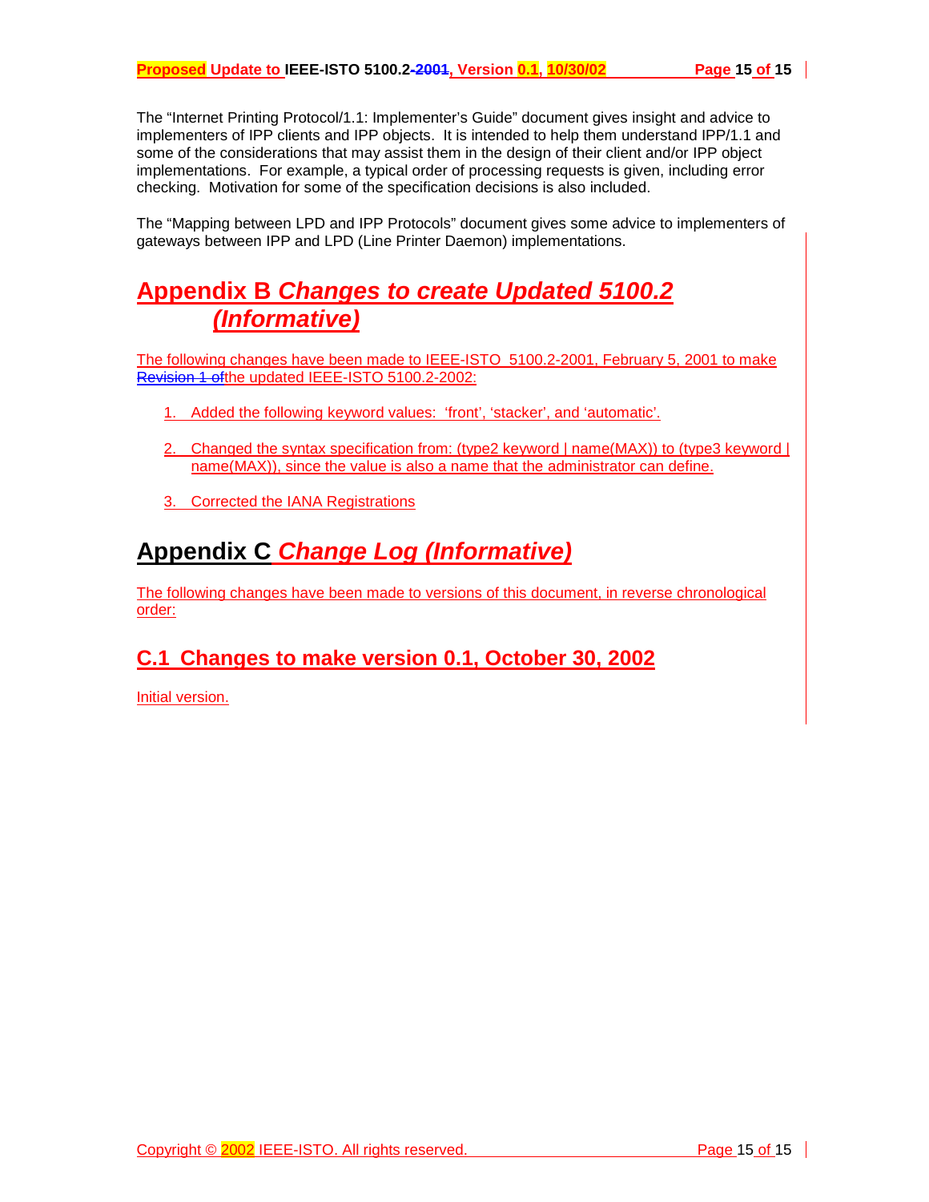The "Internet Printing Protocol/1.1: Implementer's Guide" document gives insight and advice to implementers of IPP clients and IPP objects. It is intended to help them understand IPP/1.1 and some of the considerations that may assist them in the design of their client and/or IPP object implementations. For example, a typical order of processing requests is given, including error checking. Motivation for some of the specification decisions is also included.

The "Mapping between LPD and IPP Protocols" document gives some advice to implementers of gateways between IPP and LPD (Line Printer Daemon) implementations.

# Appendix B *Changes to create Updated 5100.2 (Informative)*

The following changes have been made to IEEE-ISTO 5100.2-2001, February 5, 2001 to make Revision 1 ofthe updated IEEE-ISTO 5100.2-2002:

1. Added the following keyword values: 'front', 'stacker', and 'automatic'.
2. Changed the syntax specification from: (type2 keyword | name(MAX)) to (type3 keyword | name(MAX)), since the value is also a name that the administrator can define.
3. Corrected the IANA Registrations

# Appendix C *Change Log (Informative)*

The following changes have been made to versions of this document, in reverse chronological order:

## C.1 Changes to make version 0.1, October 30, 2002

Initial version.